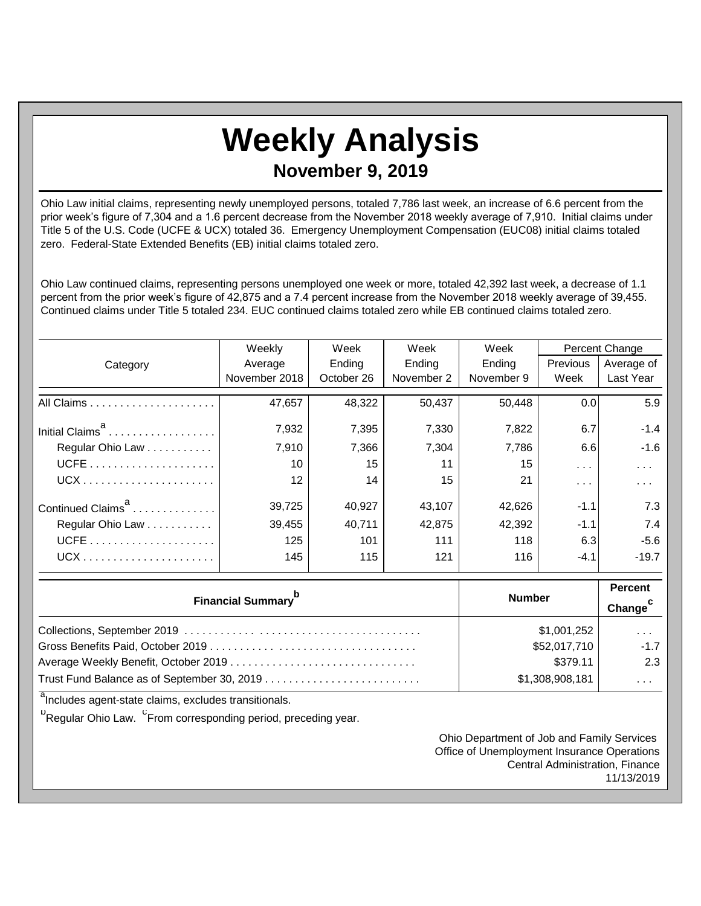# Weekly Analysis

## November 9, 2019

Ohio Law initial claims, representing newly unemployed persons, totaled 7,786 last week, an increase of 6.6 percent from the prior week's figure of 7,304 and a 1.6 percent decrease from the November 2018 weekly average of 7,910. Initial claims under Title 5 of the U.S. Code (UCFE & UCX) totaled 36. Emergency Unemployment Compensation (EUC08) initial claims totaled zero. Federal-State Extended Benefits (EB) initial claims totaled zero.

Ohio Law continued claims, representing persons unemployed one week or more, totaled 42,392 last week, a decrease of 1.1 percent from the prior week's figure of 42,875 and a 7.4 percent increase from the November 2018 weekly average of 39,455. Continued claims under Title 5 totaled 234. EUC continued claims totaled zero while EB continued claims totaled zero.

| Category | Weekly Average November 2018 | Week Ending October 26 | Week Ending November 2 | Week Ending November 9 | Percent Change | |
|---|---|---|---|---|---|---|
| | | | | | Previous Week | Average of Last Year |
| All Claims | 47,657 | 48,322 | 50,437 | 50,448 | 0.0 | 5.9 |
| Initial Claims[a] | 7,932 | 7,395 | 7,330 | 7,822 | 6.7 | -1.4 |
| Regular Ohio Law | 7,910 | 7,366 | 7,304 | 7,786 | 6.6 | -1.6 |
| UCFE | 10 | 15 | 11 | 15 | . . . | . . . |
| UCX | 12 | 14 | 15 | 21 | . . . | . . . |
| Continued Claims[a] | 39,725 | 40,927 | 43,107 | 42,626 | -1.1 | 7.3 |
| Regular Ohio Law | 39,455 | 40,711 | 42,875 | 42,392 | -1.1 | 7.4 |
| UCFE | 125 | 101 | 111 | 118 | 6.3 | -5.6 |
| UCX | 145 | 115 | 121 | 116 | -4.1 | -19.7 |

| Financial Summary[b] | Number | Percent Change[c] |
|---|---|---|
| Collections, September 2019 | $1,001,252 | . . . |
| Gross Benefits Paid, October 2019 | $52,017,710 | -1.7 |
| Average Weekly Benefit, October 2019 | $379.11 | 2.3 |
| Trust Fund Balance as of September 30, 2019 | $1,308,908,181 | . . . |

[a]Includes agent-state claims, excludes transitionals.

[b]Regular Ohio Law. [c]From corresponding period, preceding year.

Ohio Department of Job and Family Services
Office of Unemployment Insurance Operations
Central Administration, Finance
11/13/2019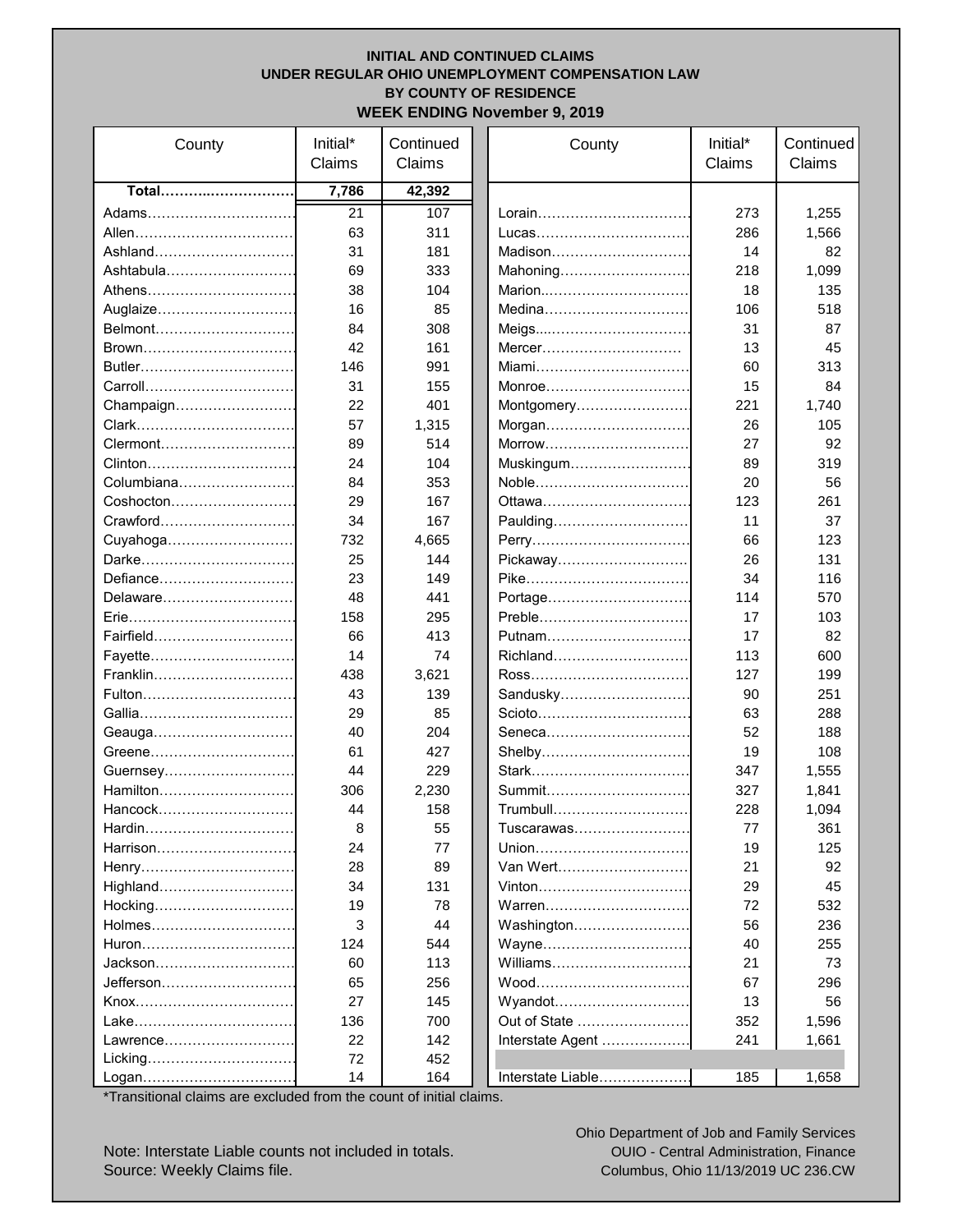**INITIAL AND CONTINUED CLAIMS**
**UNDER REGULAR OHIO UNEMPLOYMENT COMPENSATION LAW**
**BY COUNTY OF RESIDENCE**
**WEEK ENDING November 9, 2019**

| County | Initial* Claims | Continued Claims | County | Initial* Claims | Continued Claims |
|---|---|---|---|---|---|
| **Total** | **7,786** | **42,392** | | | |
| Adams | 21 | 107 | Lorain | 273 | 1,255 |
| Allen | 63 | 311 | Lucas | 286 | 1,566 |
| Ashland | 31 | 181 | Madison | 14 | 82 |
| Ashtabula | 69 | 333 | Mahoning | 218 | 1,099 |
| Athens | 38 | 104 | Marion | 18 | 135 |
| Auglaize | 16 | 85 | Medina | 106 | 518 |
| Belmont | 84 | 308 | Meigs | 31 | 87 |
| Brown | 42 | 161 | Mercer | 13 | 45 |
| Butler | 146 | 991 | Miami | 60 | 313 |
| Carroll | 31 | 155 | Monroe | 15 | 84 |
| Champaign | 22 | 401 | Montgomery | 221 | 1,740 |
| Clark | 57 | 1,315 | Morgan | 26 | 105 |
| Clermont | 89 | 514 | Morrow | 27 | 92 |
| Clinton | 24 | 104 | Muskingum | 89 | 319 |
| Columbiana | 84 | 353 | Noble | 20 | 56 |
| Coshocton | 29 | 167 | Ottawa | 123 | 261 |
| Crawford | 34 | 167 | Paulding | 11 | 37 |
| Cuyahoga | 732 | 4,665 | Perry | 66 | 123 |
| Darke | 25 | 144 | Pickaway | 26 | 131 |
| Defiance | 23 | 149 | Pike | 34 | 116 |
| Delaware | 48 | 441 | Portage | 114 | 570 |
| Erie | 158 | 295 | Preble | 17 | 103 |
| Fairfield | 66 | 413 | Putnam | 17 | 82 |
| Fayette | 14 | 74 | Richland | 113 | 600 |
| Franklin | 438 | 3,621 | Ross | 127 | 199 |
| Fulton | 43 | 139 | Sandusky | 90 | 251 |
| Gallia | 29 | 85 | Scioto | 63 | 288 |
| Geauga | 40 | 204 | Seneca | 52 | 188 |
| Greene | 61 | 427 | Shelby | 19 | 108 |
| Guernsey | 44 | 229 | Stark | 347 | 1,555 |
| Hamilton | 306 | 2,230 | Summit | 327 | 1,841 |
| Hancock | 44 | 158 | Trumbull | 228 | 1,094 |
| Hardin | 8 | 55 | Tuscarawas | 77 | 361 |
| Harrison | 24 | 77 | Union | 19 | 125 |
| Henry | 28 | 89 | Van Wert | 21 | 92 |
| Highland | 34 | 131 | Vinton | 29 | 45 |
| Hocking | 19 | 78 | Warren | 72 | 532 |
| Holmes | 3 | 44 | Washington | 56 | 236 |
| Huron | 124 | 544 | Wayne | 40 | 255 |
| Jackson | 60 | 113 | Williams | 21 | 73 |
| Jefferson | 65 | 256 | Wood | 67 | 296 |
| Knox | 27 | 145 | Wyandot | 13 | 56 |
| Lake | 136 | 700 | Out of State | 352 | 1,596 |
| Lawrence | 22 | 142 | Interstate Agent | 241 | 1,661 |
| Licking | 72 | 452 | | | |
| Logan | 14 | 164 | Interstate Liable | 185 | 1,658 |

*Transitional claims are excluded from the count of initial claims.

Note: Interstate Liable counts not included in totals.
Source: Weekly Claims file.

Ohio Department of Job and Family Services
OUIO - Central Administration, Finance
Columbus, Ohio 11/13/2019 UC 236.CW